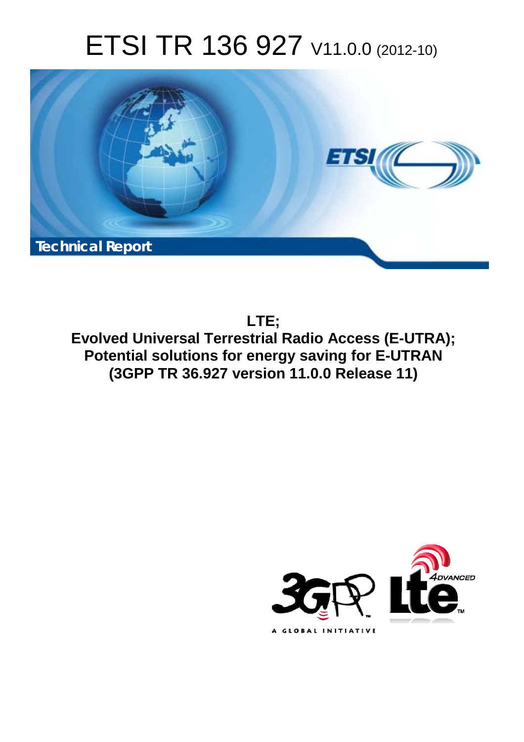# ETSI TR 136 927 V11.0.0 (2012-10)

**Technical Report**

**LTE;**
**Evolved Universal Terrestrial Radio Access (E-UTRA);**
**Potential solutions for energy saving for E-UTRAN**
**(3GPP TR 36.927 version 11.0.0 Release 11)**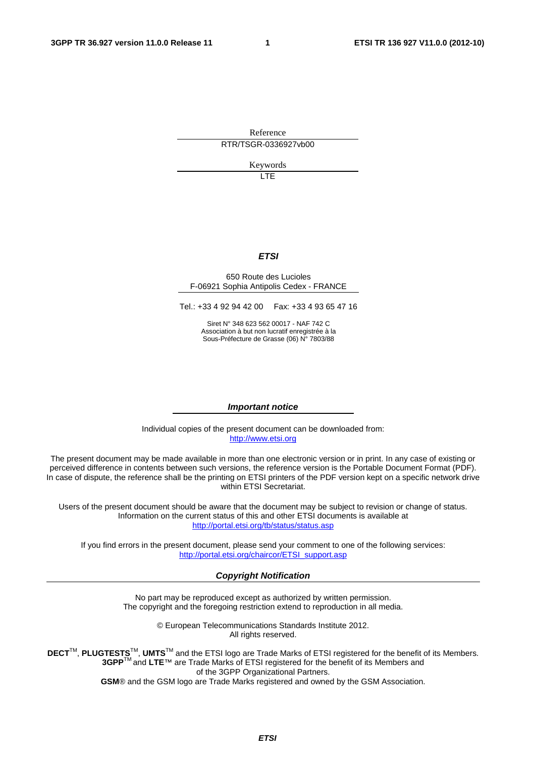Reference

RTR/TSGR-0336927vb00

Keywords

LTE

***ETSI***

650 Route des Lucioles
F-06921 Sophia Antipolis Cedex - FRANCE

Tel.: +33 4 92 94 42 00   Fax: +33 4 93 65 47 16

Siret N° 348 623 562 00017 - NAF 742 C
Association à but non lucratif enregistrée à la
Sous-Préfecture de Grasse (06) N° 7803/88

***Important notice***

Individual copies of the present document can be downloaded from:
http://www.etsi.org

The present document may be made available in more than one electronic version or in print. In any case of existing or perceived difference in contents between such versions, the reference version is the Portable Document Format (PDF). In case of dispute, the reference shall be the printing on ETSI printers of the PDF version kept on a specific network drive within ETSI Secretariat.

Users of the present document should be aware that the document may be subject to revision or change of status. Information on the current status of this and other ETSI documents is available at
http://portal.etsi.org/tb/status/status.asp

If you find errors in the present document, please send your comment to one of the following services:
http://portal.etsi.org/chaircor/ETSI_support.asp

***Copyright Notification***

No part may be reproduced except as authorized by written permission.
The copyright and the foregoing restriction extend to reproduction in all media.

© European Telecommunications Standards Institute 2012.
All rights reserved.

**DECT**™, **PLUGTESTS**™, **UMTS**™ and the ETSI logo are Trade Marks of ETSI registered for the benefit of its Members.
**3GPP**™ and **LTE**™ are Trade Marks of ETSI registered for the benefit of its Members and
of the 3GPP Organizational Partners.
**GSM**® and the GSM logo are Trade Marks registered and owned by the GSM Association.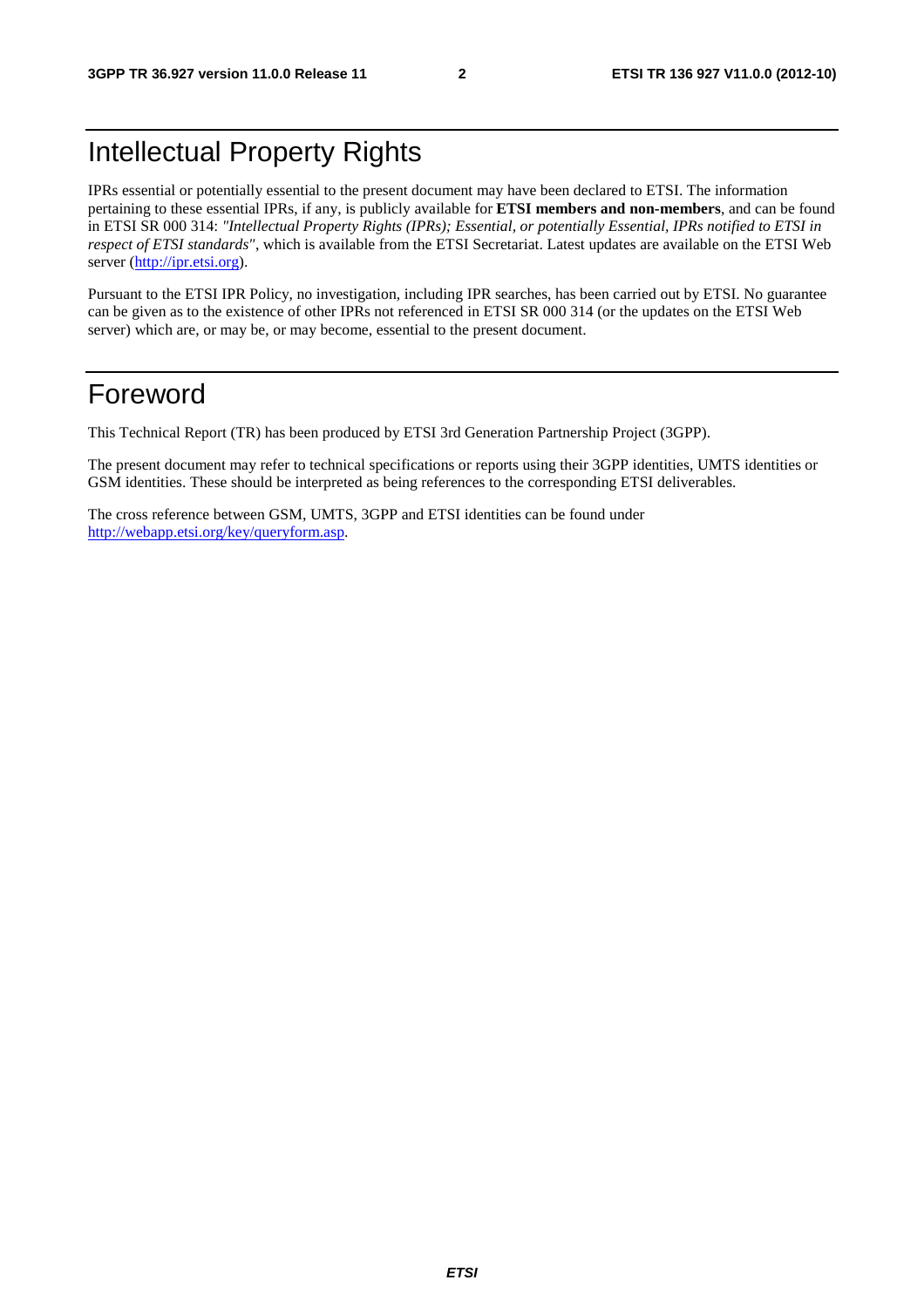# Intellectual Property Rights

IPRs essential or potentially essential to the present document may have been declared to ETSI. The information pertaining to these essential IPRs, if any, is publicly available for **ETSI members and non-members**, and can be found in ETSI SR 000 314: *"Intellectual Property Rights (IPRs); Essential, or potentially Essential, IPRs notified to ETSI in respect of ETSI standards"*, which is available from the ETSI Secretariat. Latest updates are available on the ETSI Web server (http://ipr.etsi.org).

Pursuant to the ETSI IPR Policy, no investigation, including IPR searches, has been carried out by ETSI. No guarantee can be given as to the existence of other IPRs not referenced in ETSI SR 000 314 (or the updates on the ETSI Web server) which are, or may be, or may become, essential to the present document.

# Foreword

This Technical Report (TR) has been produced by ETSI 3rd Generation Partnership Project (3GPP).

The present document may refer to technical specifications or reports using their 3GPP identities, UMTS identities or GSM identities. These should be interpreted as being references to the corresponding ETSI deliverables.

The cross reference between GSM, UMTS, 3GPP and ETSI identities can be found under http://webapp.etsi.org/key/queryform.asp.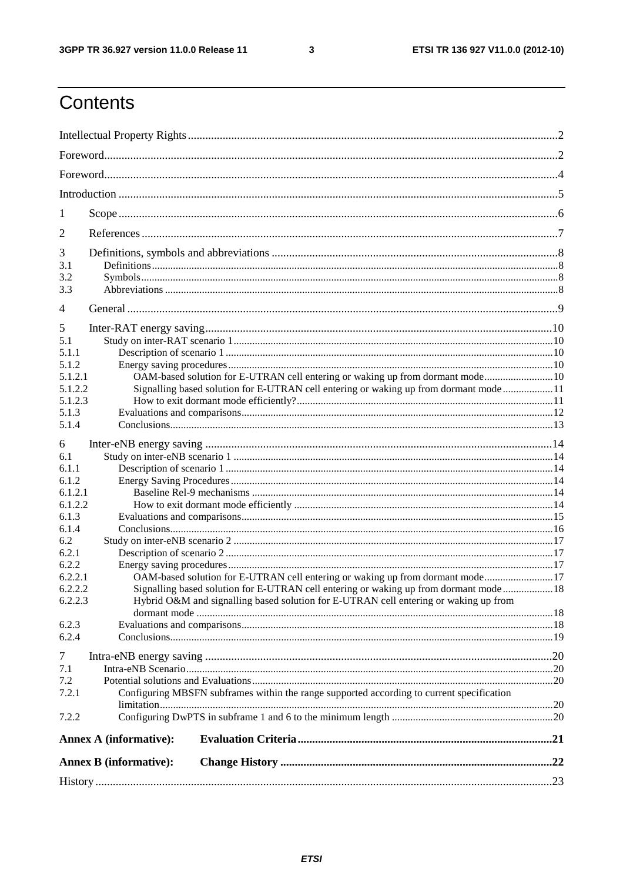# Contents

Intellectual Property Rights ..... 2
Foreword ..... 2
Foreword ..... 4
Introduction ..... 5
1 Scope ..... 6
2 References ..... 7
3 Definitions, symbols and abbreviations ..... 8
3.1 Definitions ..... 8
3.2 Symbols ..... 8
3.3 Abbreviations ..... 8
4 General ..... 9
5 Inter-RAT energy saving ..... 10
5.1 Study on inter-RAT scenario 1 ..... 10
5.1.1 Description of scenario 1 ..... 10
5.1.2 Energy saving procedures ..... 10
5.1.2.1 OAM-based solution for E-UTRAN cell entering or waking up from dormant mode ..... 10
5.1.2.2 Signalling based solution for E-UTRAN cell entering or waking up from dormant mode ..... 11
5.1.2.3 How to exit dormant mode efficiently? ..... 11
5.1.3 Evaluations and comparisons ..... 12
5.1.4 Conclusions ..... 13
6 Inter-eNB energy saving ..... 14
6.1 Study on inter-eNB scenario 1 ..... 14
6.1.1 Description of scenario 1 ..... 14
6.1.2 Energy Saving Procedures ..... 14
6.1.2.1 Baseline Rel-9 mechanisms ..... 14
6.1.2.2 How to exit dormant mode efficiently ..... 14
6.1.3 Evaluations and comparisons ..... 15
6.1.4 Conclusions ..... 16
6.2 Study on inter-eNB scenario 2 ..... 17
6.2.1 Description of scenario 2 ..... 17
6.2.2 Energy saving procedures ..... 17
6.2.2.1 OAM-based solution for E-UTRAN cell entering or waking up from dormant mode ..... 17
6.2.2.2 Signalling based solution for E-UTRAN cell entering or waking up from dormant mode ..... 18
6.2.2.3 Hybrid O&M and signalling based solution for E-UTRAN cell entering or waking up from dormant mode ..... 18
6.2.3 Evaluations and comparisons ..... 18
6.2.4 Conclusions ..... 19
7 Intra-eNB energy saving ..... 20
7.1 Intra-eNB Scenario ..... 20
7.2 Potential solutions and Evaluations ..... 20
7.2.1 Configuring MBSFN subframes within the range supported according to current specification limitation ..... 20
7.2.2 Configuring DwPTS in subframe 1 and 6 to the minimum length ..... 20
**Annex A (informative): Evaluation Criteria ..... 21**
**Annex B (informative): Change History ..... 22**
History ..... 23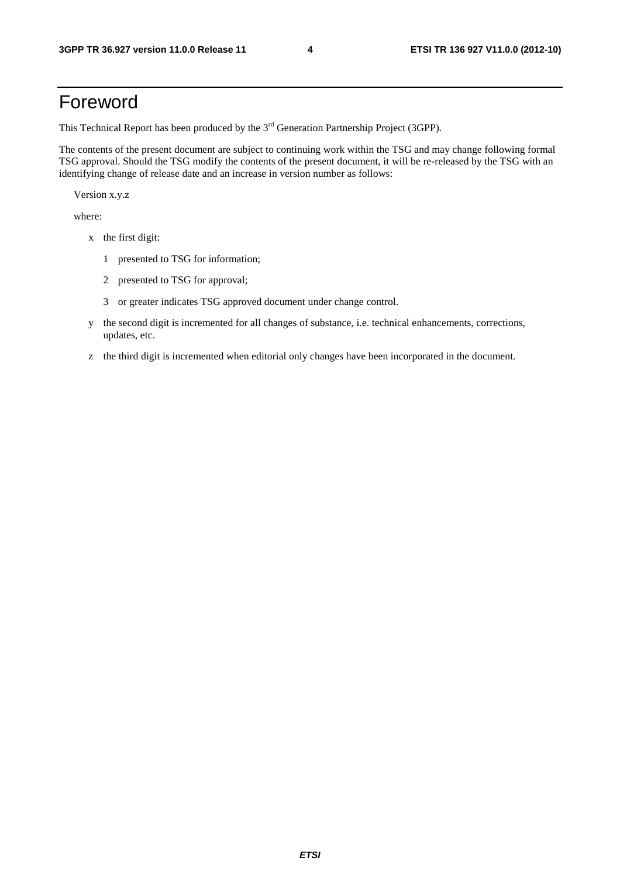# Foreword

This Technical Report has been produced by the 3rd Generation Partnership Project (3GPP).

The contents of the present document are subject to continuing work within the TSG and may change following formal TSG approval. Should the TSG modify the contents of the present document, it will be re-released by the TSG with an identifying change of release date and an increase in version number as follows:

Version x.y.z

where:

- x the first digit:
  - 1 presented to TSG for information;
  - 2 presented to TSG for approval;
  - 3 or greater indicates TSG approved document under change control.
- y the second digit is incremented for all changes of substance, i.e. technical enhancements, corrections, updates, etc.
- z the third digit is incremented when editorial only changes have been incorporated in the document.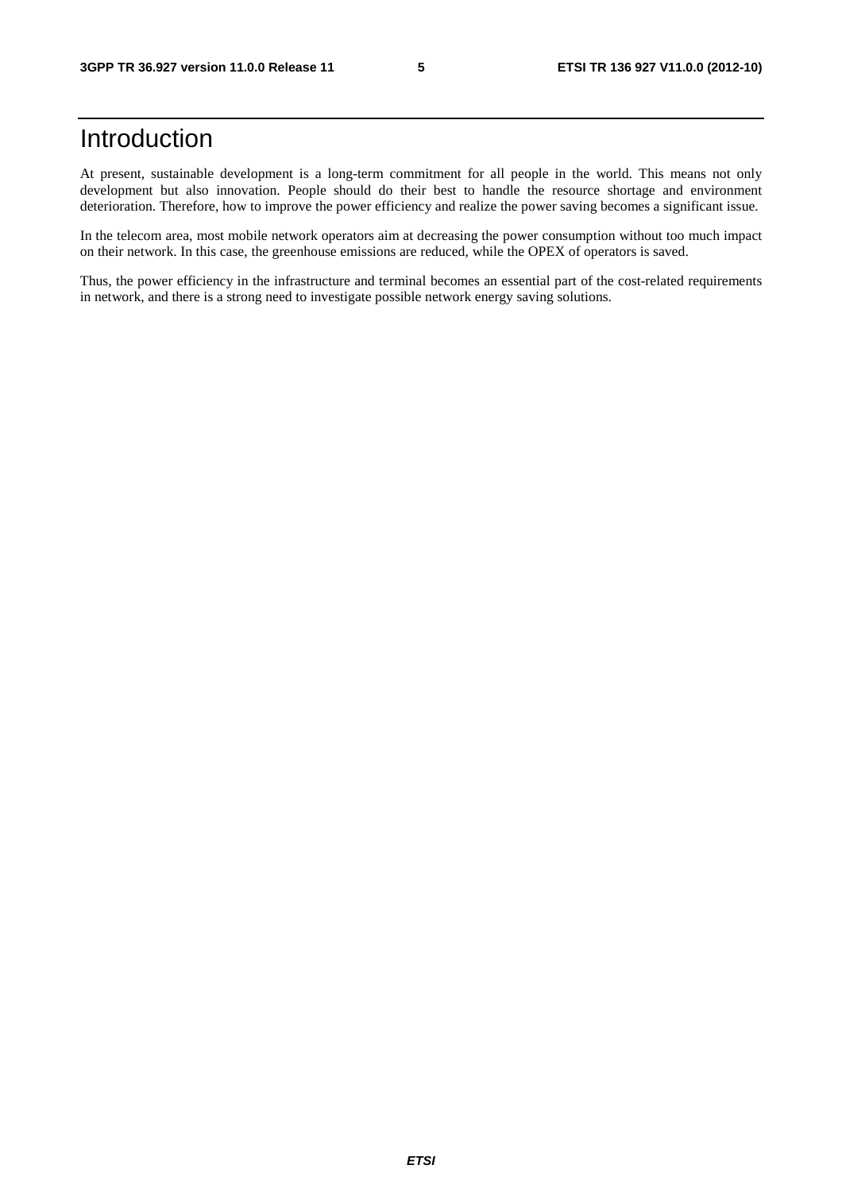# Introduction

At present, sustainable development is a long-term commitment for all people in the world. This means not only development but also innovation. People should do their best to handle the resource shortage and environment deterioration. Therefore, how to improve the power efficiency and realize the power saving becomes a significant issue.

In the telecom area, most mobile network operators aim at decreasing the power consumption without too much impact on their network. In this case, the greenhouse emissions are reduced, while the OPEX of operators is saved.

Thus, the power efficiency in the infrastructure and terminal becomes an essential part of the cost-related requirements in network, and there is a strong need to investigate possible network energy saving solutions.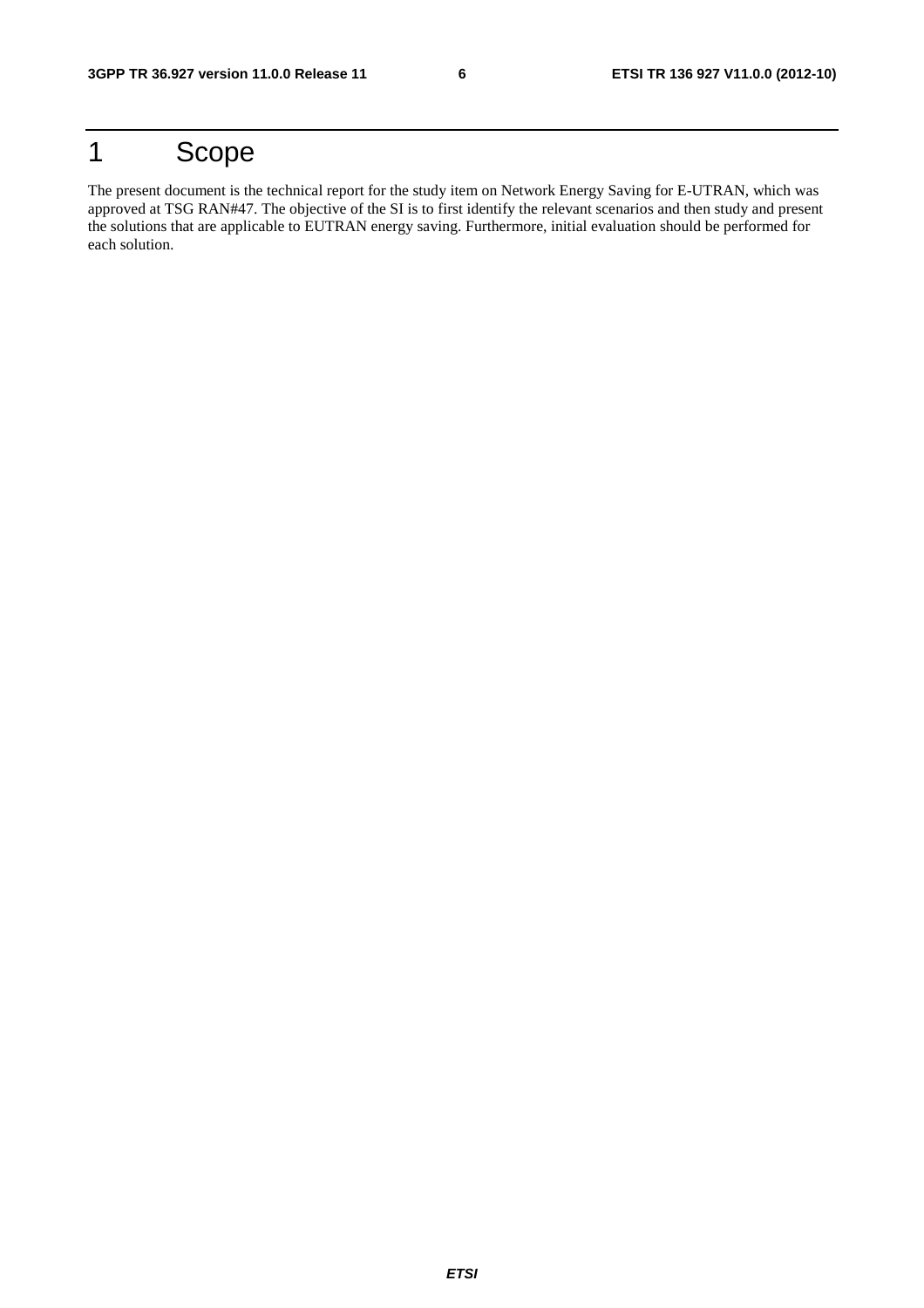# 1 Scope

The present document is the technical report for the study item on Network Energy Saving for E-UTRAN, which was approved at TSG RAN#47. The objective of the SI is to first identify the relevant scenarios and then study and present the solutions that are applicable to EUTRAN energy saving. Furthermore, initial evaluation should be performed for each solution.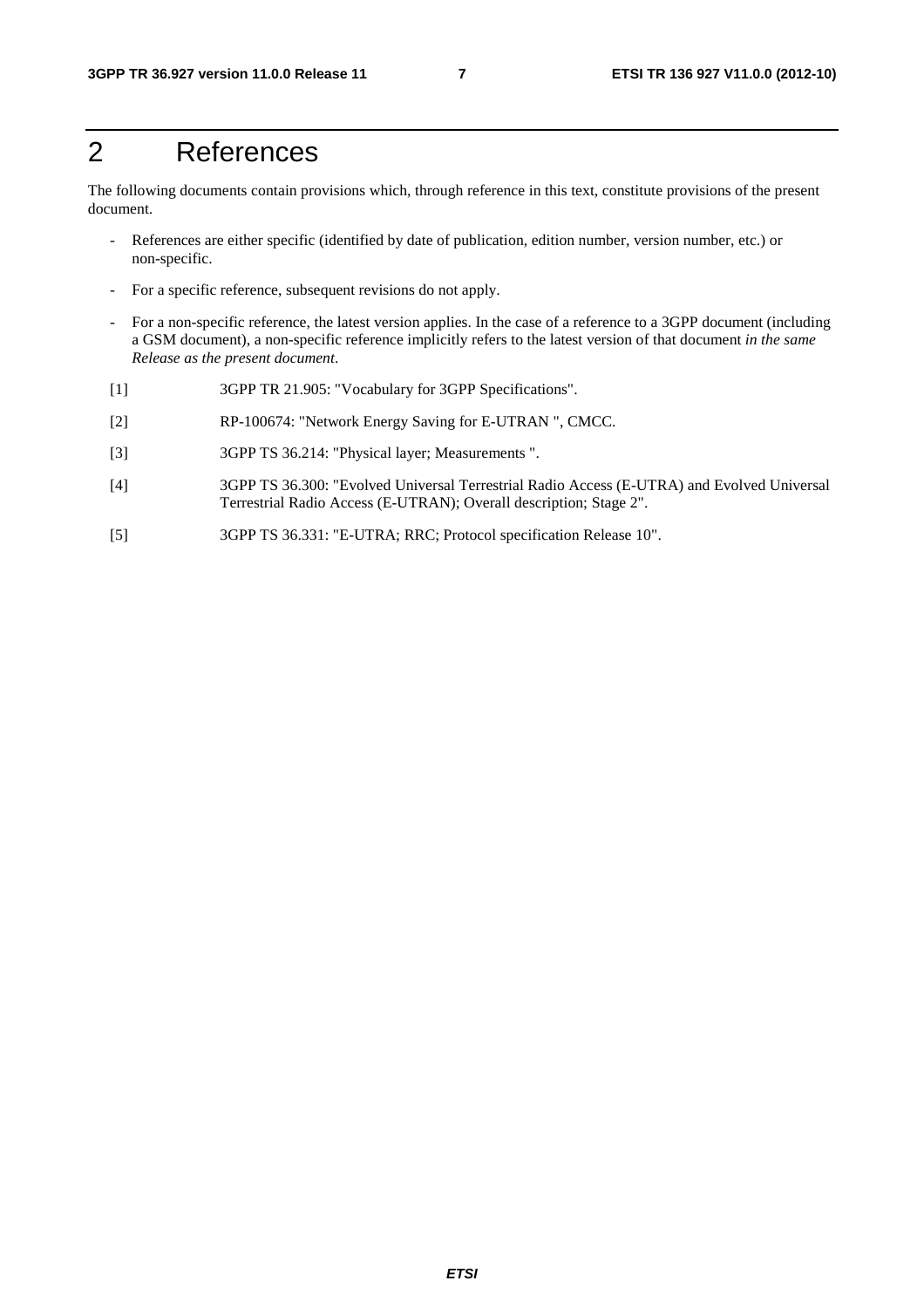# 2 References

The following documents contain provisions which, through reference in this text, constitute provisions of the present document.

- References are either specific (identified by date of publication, edition number, version number, etc.) or non-specific.
- For a specific reference, subsequent revisions do not apply.
- For a non-specific reference, the latest version applies. In the case of a reference to a 3GPP document (including a GSM document), a non-specific reference implicitly refers to the latest version of that document *in the same Release as the present document*.

[1] 3GPP TR 21.905: "Vocabulary for 3GPP Specifications".

[2] RP-100674: "Network Energy Saving for E-UTRAN ", CMCC.

[3] 3GPP TS 36.214: "Physical layer; Measurements ".

[4] 3GPP TS 36.300: "Evolved Universal Terrestrial Radio Access (E-UTRA) and Evolved Universal Terrestrial Radio Access (E-UTRAN); Overall description; Stage 2".

[5] 3GPP TS 36.331: "E-UTRA; RRC; Protocol specification Release 10".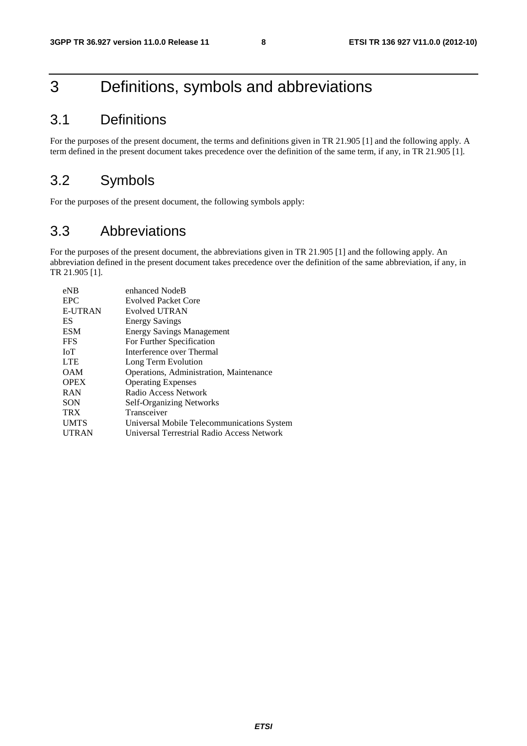# 3 Definitions, symbols and abbreviations

## 3.1 Definitions

For the purposes of the present document, the terms and definitions given in TR 21.905 [1] and the following apply. A term defined in the present document takes precedence over the definition of the same term, if any, in TR 21.905 [1].

## 3.2 Symbols

For the purposes of the present document, the following symbols apply:

## 3.3 Abbreviations

For the purposes of the present document, the abbreviations given in TR 21.905 [1] and the following apply. An abbreviation defined in the present document takes precedence over the definition of the same abbreviation, if any, in TR 21.905 [1].

| | |
|---|---|
| eNB | enhanced NodeB |
| EPC | Evolved Packet Core |
| E-UTRAN | Evolved UTRAN |
| ES | Energy Savings |
| ESM | Energy Savings Management |
| FFS | For Further Specification |
| IoT | Interference over Thermal |
| LTE | Long Term Evolution |
| OAM | Operations, Administration, Maintenance |
| OPEX | Operating Expenses |
| RAN | Radio Access Network |
| SON | Self-Organizing Networks |
| TRX | Transceiver |
| UMTS | Universal Mobile Telecommunications System |
| UTRAN | Universal Terrestrial Radio Access Network |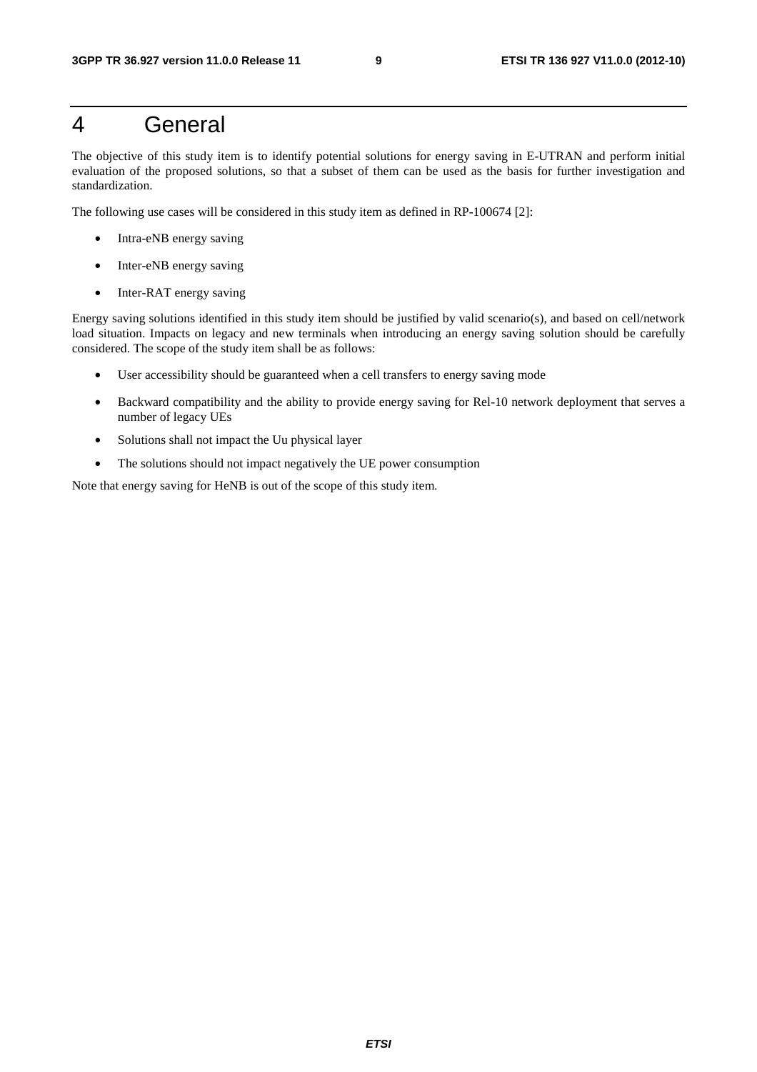# 4 General

The objective of this study item is to identify potential solutions for energy saving in E-UTRAN and perform initial evaluation of the proposed solutions, so that a subset of them can be used as the basis for further investigation and standardization.

The following use cases will be considered in this study item as defined in RP-100674 [2]:

- Intra-eNB energy saving
- Inter-eNB energy saving
- Inter-RAT energy saving

Energy saving solutions identified in this study item should be justified by valid scenario(s), and based on cell/network load situation. Impacts on legacy and new terminals when introducing an energy saving solution should be carefully considered. The scope of the study item shall be as follows:

- User accessibility should be guaranteed when a cell transfers to energy saving mode
- Backward compatibility and the ability to provide energy saving for Rel-10 network deployment that serves a number of legacy UEs
- Solutions shall not impact the Uu physical layer
- The solutions should not impact negatively the UE power consumption

Note that energy saving for HeNB is out of the scope of this study item.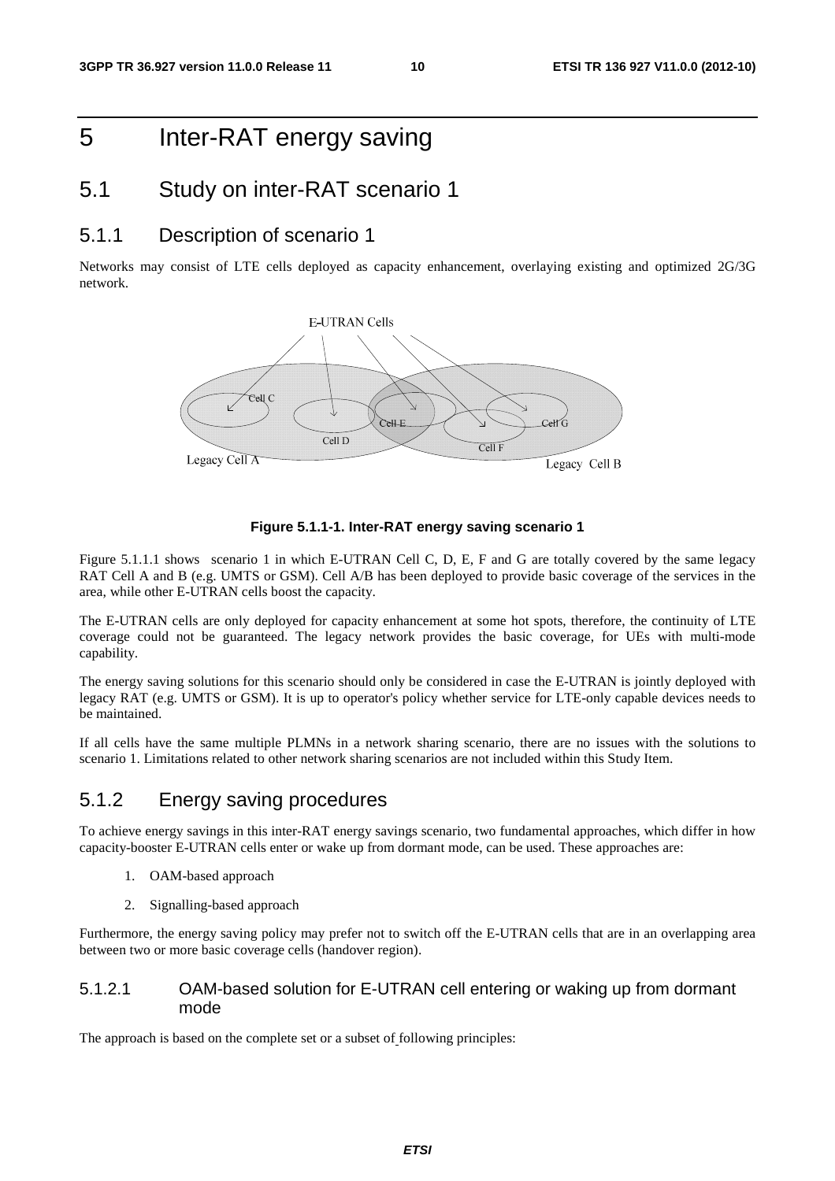# 5 Inter-RAT energy saving

## 5.1 Study on inter-RAT scenario 1

### 5.1.1 Description of scenario 1

Networks may consist of LTE cells deployed as capacity enhancement, overlaying existing and optimized 2G/3G network.

**Figure 5.1.1-1. Inter-RAT energy saving scenario 1**

Figure 5.1.1.1 shows scenario 1 in which E-UTRAN Cell C, D, E, F and G are totally covered by the same legacy RAT Cell A and B (e.g. UMTS or GSM). Cell A/B has been deployed to provide basic coverage of the services in the area, while other E-UTRAN cells boost the capacity.

The E-UTRAN cells are only deployed for capacity enhancement at some hot spots, therefore, the continuity of LTE coverage could not be guaranteed. The legacy network provides the basic coverage, for UEs with multi-mode capability.

The energy saving solutions for this scenario should only be considered in case the E-UTRAN is jointly deployed with legacy RAT (e.g. UMTS or GSM). It is up to operator's policy whether service for LTE-only capable devices needs to be maintained.

If all cells have the same multiple PLMNs in a network sharing scenario, there are no issues with the solutions to scenario 1. Limitations related to other network sharing scenarios are not included within this Study Item.

### 5.1.2 Energy saving procedures

To achieve energy savings in this inter-RAT energy savings scenario, two fundamental approaches, which differ in how capacity-booster E-UTRAN cells enter or wake up from dormant mode, can be used. These approaches are:

1. OAM-based approach
2. Signalling-based approach

Furthermore, the energy saving policy may prefer not to switch off the E-UTRAN cells that are in an overlapping area between two or more basic coverage cells (handover region).

#### 5.1.2.1 OAM-based solution for E-UTRAN cell entering or waking up from dormant mode

The approach is based on the complete set or a subset of following principles: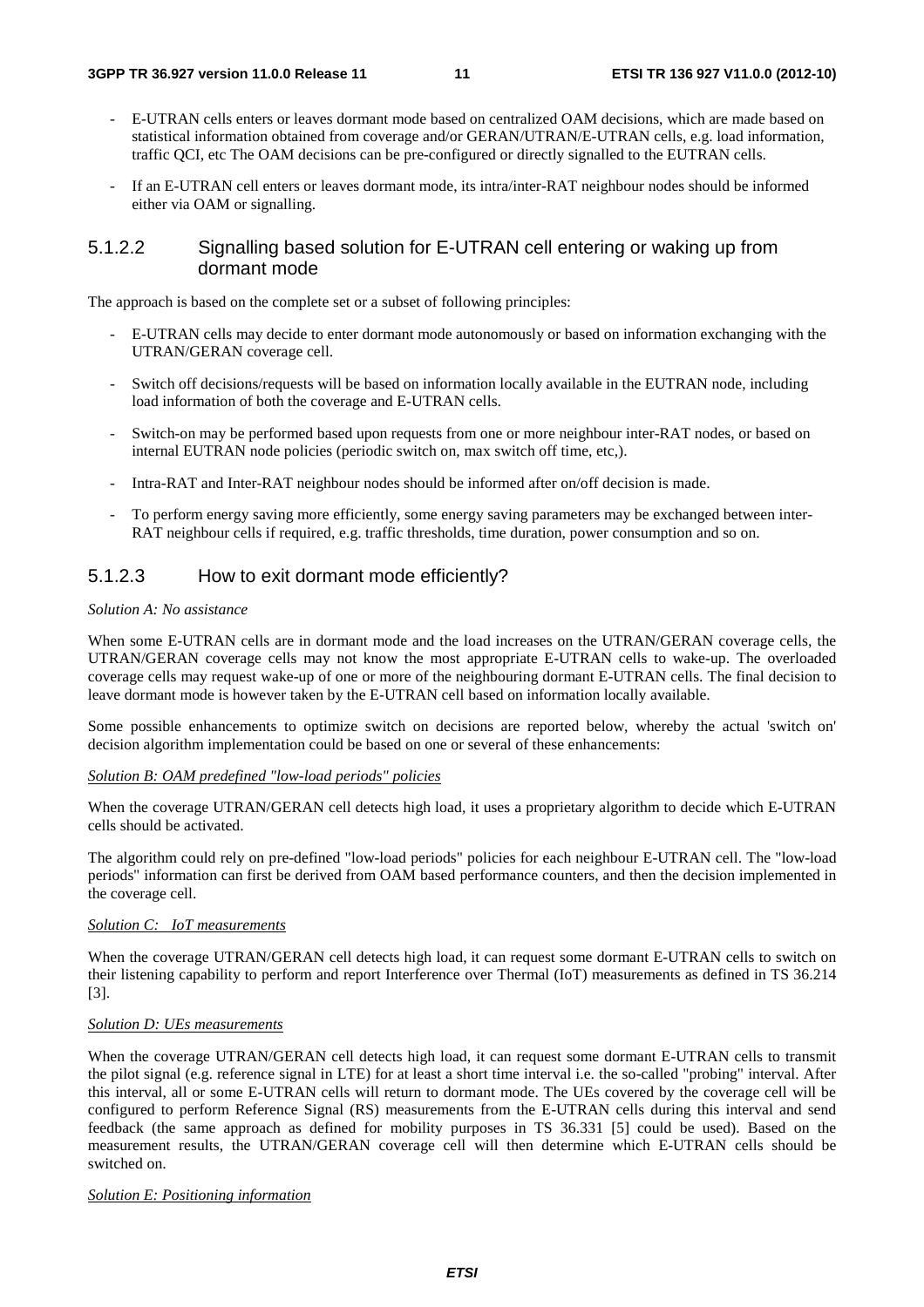- E-UTRAN cells enters or leaves dormant mode based on centralized OAM decisions, which are made based on statistical information obtained from coverage and/or GERAN/UTRAN/E-UTRAN cells, e.g. load information, traffic QCI, etc The OAM decisions can be pre-configured or directly signalled to the EUTRAN cells.
- If an E-UTRAN cell enters or leaves dormant mode, its intra/inter-RAT neighbour nodes should be informed either via OAM or signalling.

#### 5.1.2.2 Signalling based solution for E-UTRAN cell entering or waking up from dormant mode

The approach is based on the complete set or a subset of following principles:

- E-UTRAN cells may decide to enter dormant mode autonomously or based on information exchanging with the UTRAN/GERAN coverage cell.
- Switch off decisions/requests will be based on information locally available in the EUTRAN node, including load information of both the coverage and E-UTRAN cells.
- Switch-on may be performed based upon requests from one or more neighbour inter-RAT nodes, or based on internal EUTRAN node policies (periodic switch on, max switch off time, etc,).
- Intra-RAT and Inter-RAT neighbour nodes should be informed after on/off decision is made.
- To perform energy saving more efficiently, some energy saving parameters may be exchanged between inter-RAT neighbour cells if required, e.g. traffic thresholds, time duration, power consumption and so on.

#### 5.1.2.3 How to exit dormant mode efficiently?

*Solution A: No assistance*

When some E-UTRAN cells are in dormant mode and the load increases on the UTRAN/GERAN coverage cells, the UTRAN/GERAN coverage cells may not know the most appropriate E-UTRAN cells to wake-up. The overloaded coverage cells may request wake-up of one or more of the neighbouring dormant E-UTRAN cells. The final decision to leave dormant mode is however taken by the E-UTRAN cell based on information locally available.

Some possible enhancements to optimize switch on decisions are reported below, whereby the actual 'switch on' decision algorithm implementation could be based on one or several of these enhancements:

*Solution B: OAM predefined "low-load periods" policies*

When the coverage UTRAN/GERAN cell detects high load, it uses a proprietary algorithm to decide which E-UTRAN cells should be activated.

The algorithm could rely on pre-defined "low-load periods" policies for each neighbour E-UTRAN cell. The "low-load periods" information can first be derived from OAM based performance counters, and then the decision implemented in the coverage cell.

*Solution C: IoT measurements*

When the coverage UTRAN/GERAN cell detects high load, it can request some dormant E-UTRAN cells to switch on their listening capability to perform and report Interference over Thermal (IoT) measurements as defined in TS 36.214 [3].

*Solution D: UEs measurements*

When the coverage UTRAN/GERAN cell detects high load, it can request some dormant E-UTRAN cells to transmit the pilot signal (e.g. reference signal in LTE) for at least a short time interval i.e. the so-called "probing" interval. After this interval, all or some E-UTRAN cells will return to dormant mode. The UEs covered by the coverage cell will be configured to perform Reference Signal (RS) measurements from the E-UTRAN cells during this interval and send feedback (the same approach as defined for mobility purposes in TS 36.331 [5] could be used). Based on the measurement results, the UTRAN/GERAN coverage cell will then determine which E-UTRAN cells should be switched on.

*Solution E: Positioning information*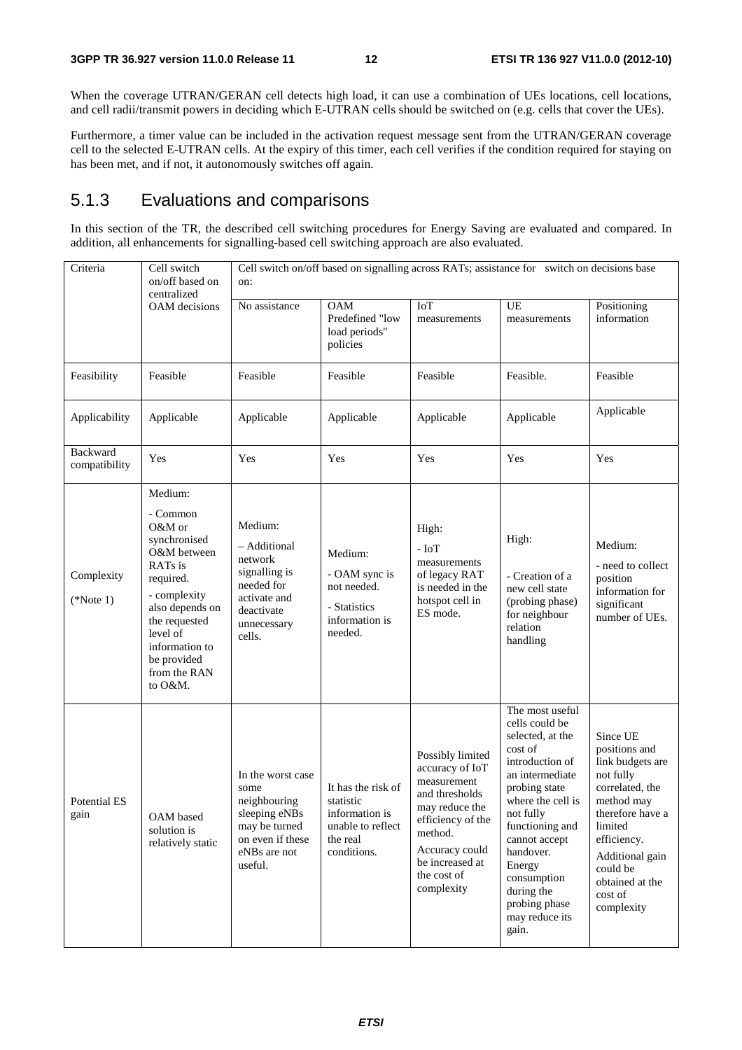When the coverage UTRAN/GERAN cell detects high load, it can use a combination of UEs locations, cell locations, and cell radii/transmit powers in deciding which E-UTRAN cells should be switched on (e.g. cells that cover the UEs).

Furthermore, a timer value can be included in the activation request message sent from the UTRAN/GERAN coverage cell to the selected E-UTRAN cells. At the expiry of this timer, each cell verifies if the condition required for staying on has been met, and if not, it autonomously switches off again.

## 5.1.3 Evaluations and comparisons

In this section of the TR, the described cell switching procedures for Energy Saving are evaluated and compared. In addition, all enhancements for signalling-based cell switching approach are also evaluated.

| Criteria | Cell switch on/off based on centralized OAM decisions | Cell switch on/off based on signalling across RATs; assistance for switch on decisions base on: | | | | |
|---|---|---|---|---|---|---|
| | | No assistance | OAM Predefined "low load periods" policies | IoT measurements | UE measurements | Positioning information |
| Feasibility | Feasible | Feasible | Feasible | Feasible | Feasible. | Feasible |
| Applicability | Applicable | Applicable | Applicable | Applicable | Applicable | Applicable |
| Backward compatibility | Yes | Yes | Yes | Yes | Yes | Yes |
| Complexity (*Note 1) | Medium:<br>- Common O&M or synchronised O&M between RATs is required.<br>- complexity also depends on the requested level of information to be provided from the RAN to O&M. | Medium:<br>– Additional network signalling is needed for activate and deactivate unnecessary cells. | Medium:<br>- OAM sync is not needed.<br>- Statistics information is needed. | High:<br>- IoT measurements of legacy RAT is needed in the hotspot cell in ES mode. | High:<br>- Creation of a new cell state (probing phase) for neighbour relation handling | Medium:<br>- need to collect position information for significant number of UEs. |
| Potential ES gain | OAM based solution is relatively static | In the worst case some neighbouring sleeping eNBs may be turned on even if these eNBs are not useful. | It has the risk of statistic information is unable to reflect the real conditions. | Possibly limited accuracy of IoT measurement and thresholds may reduce the efficiency of the method.<br>Accuracy could be increased at the cost of complexity | The most useful cells could be selected, at the cost of introduction of an intermediate probing state where the cell is not fully functioning and cannot accept handover. Energy consumption during the probing phase may reduce its gain. | Since UE positions and link budgets are not fully correlated, the method may therefore have a limited efficiency.<br>Additional gain could be obtained at the cost of complexity |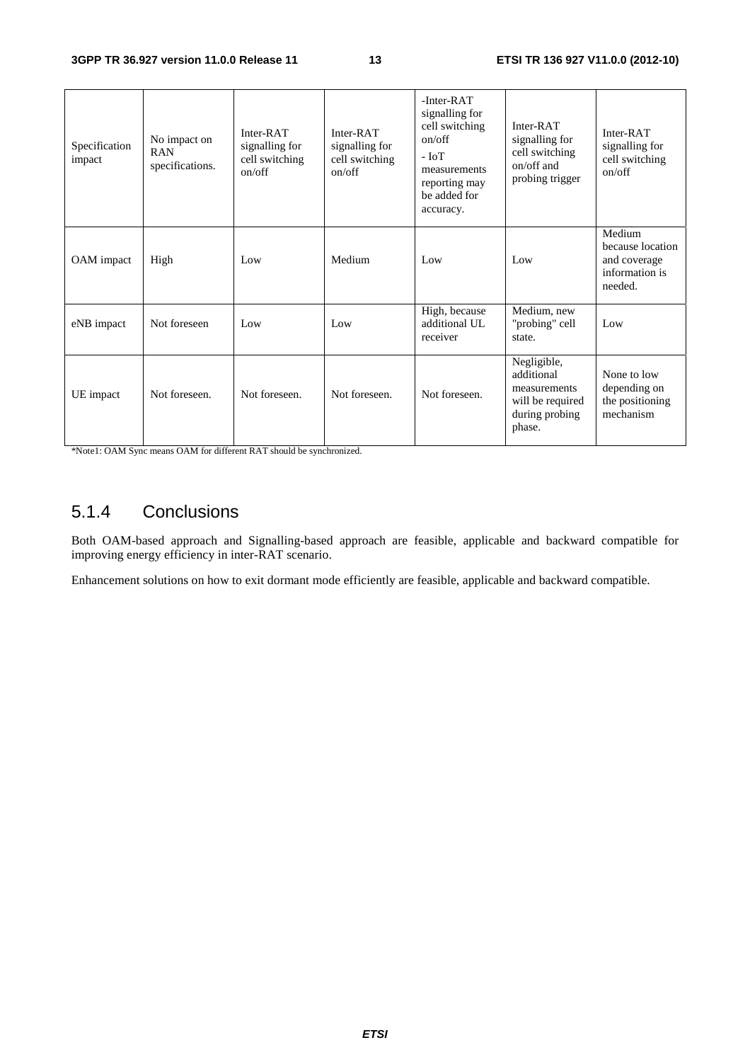| Specification impact | No impact on RAN specifications. | Inter-RAT signalling for cell switching on/off | Inter-RAT signalling for cell switching on/off | -Inter-RAT signalling for cell switching on/off<br>- IoT measurements reporting may be added for accuracy. | Inter-RAT signalling for cell switching on/off and probing trigger | Inter-RAT signalling for cell switching on/off |
|---|---|---|---|---|---|---|
| OAM impact | High | Low | Medium | Low | Low | Medium because location and coverage information is needed. |
| eNB impact | Not foreseen | Low | Low | High, because additional UL receiver | Medium, new "probing" cell state. | Low |
| UE impact | Not foreseen. | Not foreseen. | Not foreseen. | Not foreseen. | Negligible, additional measurements will be required during probing phase. | None to low depending on the positioning mechanism |

*Note1: OAM Sync means OAM for different RAT should be synchronized.

### 5.1.4 Conclusions

Both OAM-based approach and Signalling-based approach are feasible, applicable and backward compatible for improving energy efficiency in inter-RAT scenario.

Enhancement solutions on how to exit dormant mode efficiently are feasible, applicable and backward compatible.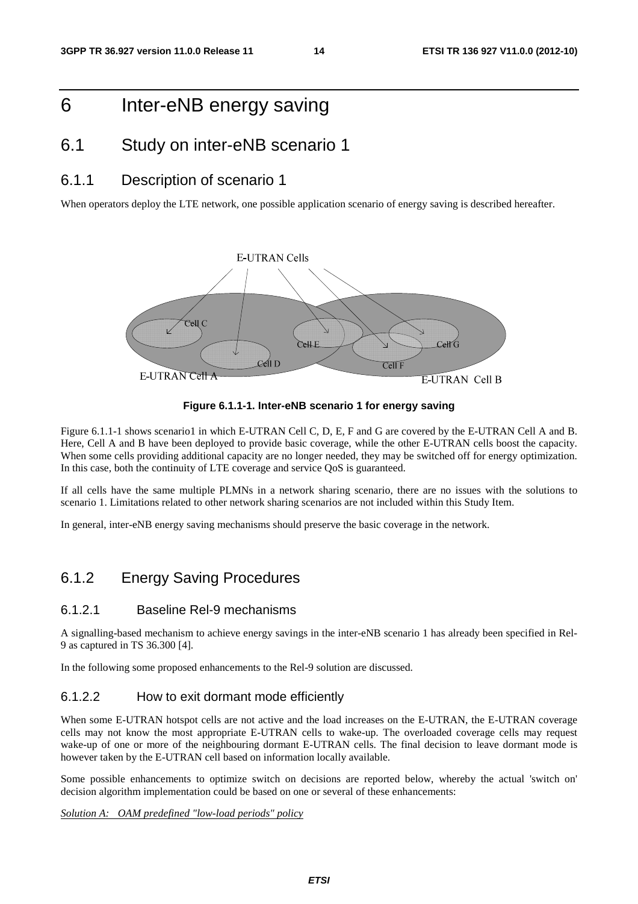# 6 Inter-eNB energy saving

## 6.1 Study on inter-eNB scenario 1

### 6.1.1 Description of scenario 1

When operators deploy the LTE network, one possible application scenario of energy saving is described hereafter.

**Figure 6.1.1-1. Inter-eNB scenario 1 for energy saving**

Figure 6.1.1-1 shows scenario1 in which E-UTRAN Cell C, D, E, F and G are covered by the E-UTRAN Cell A and B. Here, Cell A and B have been deployed to provide basic coverage, while the other E-UTRAN cells boost the capacity. When some cells providing additional capacity are no longer needed, they may be switched off for energy optimization. In this case, both the continuity of LTE coverage and service QoS is guaranteed.

If all cells have the same multiple PLMNs in a network sharing scenario, there are no issues with the solutions to scenario 1. Limitations related to other network sharing scenarios are not included within this Study Item.

In general, inter-eNB energy saving mechanisms should preserve the basic coverage in the network.

### 6.1.2 Energy Saving Procedures

#### 6.1.2.1 Baseline Rel-9 mechanisms

A signalling-based mechanism to achieve energy savings in the inter-eNB scenario 1 has already been specified in Rel-9 as captured in TS 36.300 [4].

In the following some proposed enhancements to the Rel-9 solution are discussed.

#### 6.1.2.2 How to exit dormant mode efficiently

When some E-UTRAN hotspot cells are not active and the load increases on the E-UTRAN, the E-UTRAN coverage cells may not know the most appropriate E-UTRAN cells to wake-up. The overloaded coverage cells may request wake-up of one or more of the neighbouring dormant E-UTRAN cells. The final decision to leave dormant mode is however taken by the E-UTRAN cell based on information locally available.

Some possible enhancements to optimize switch on decisions are reported below, whereby the actual 'switch on' decision algorithm implementation could be based on one or several of these enhancements:

*Solution A: OAM predefined "low-load periods" policy*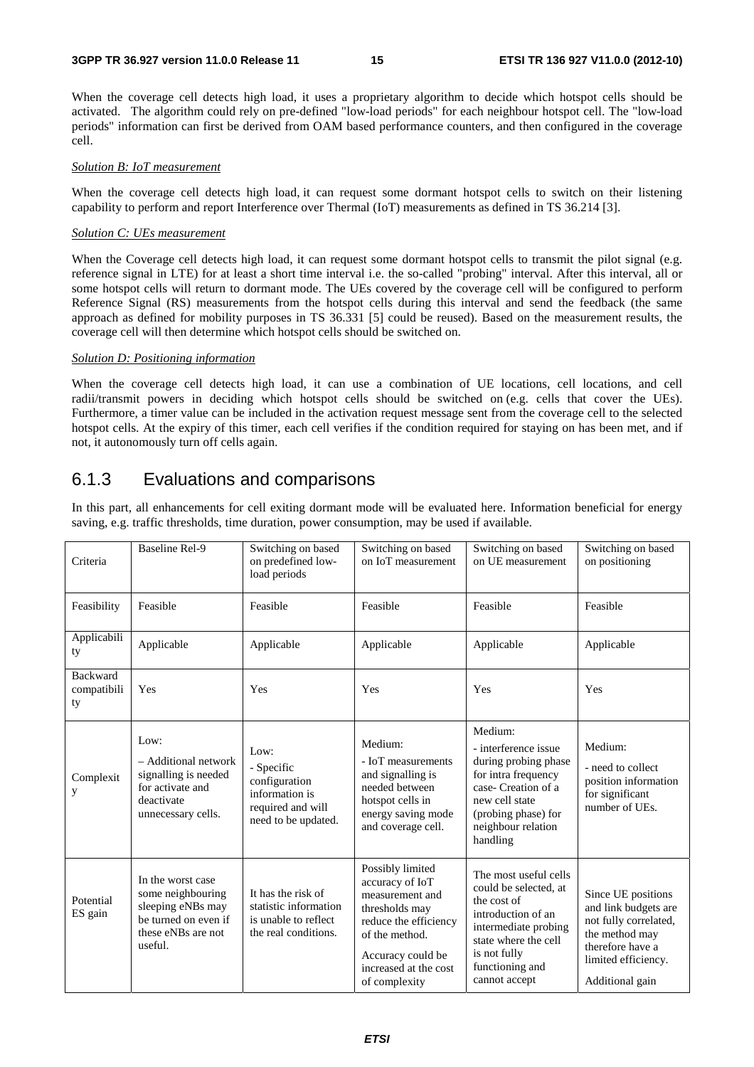When the coverage cell detects high load, it uses a proprietary algorithm to decide which hotspot cells should be activated. The algorithm could rely on pre-defined "low-load periods" for each neighbour hotspot cell. The "low-load periods" information can first be derived from OAM based performance counters, and then configured in the coverage cell.

*Solution B: IoT measurement*

When the coverage cell detects high load, it can request some dormant hotspot cells to switch on their listening capability to perform and report Interference over Thermal (IoT) measurements as defined in TS 36.214 [3].

*Solution C: UEs measurement*

When the Coverage cell detects high load, it can request some dormant hotspot cells to transmit the pilot signal (e.g. reference signal in LTE) for at least a short time interval i.e. the so-called "probing" interval. After this interval, all or some hotspot cells will return to dormant mode. The UEs covered by the coverage cell will be configured to perform Reference Signal (RS) measurements from the hotspot cells during this interval and send the feedback (the same approach as defined for mobility purposes in TS 36.331 [5] could be reused). Based on the measurement results, the coverage cell will then determine which hotspot cells should be switched on.

*Solution D: Positioning information*

When the coverage cell detects high load, it can use a combination of UE locations, cell locations, and cell radii/transmit powers in deciding which hotspot cells should be switched on (e.g. cells that cover the UEs). Furthermore, a timer value can be included in the activation request message sent from the coverage cell to the selected hotspot cells. At the expiry of this timer, each cell verifies if the condition required for staying on has been met, and if not, it autonomously turn off cells again.

### 6.1.3 Evaluations and comparisons

In this part, all enhancements for cell exiting dormant mode will be evaluated here. Information beneficial for energy saving, e.g. traffic thresholds, time duration, power consumption, may be used if available.

| Criteria | Baseline Rel-9 | Switching on based on predefined low-load periods | Switching on based on IoT measurement | Switching on based on UE measurement | Switching on based on positioning |
|---|---|---|---|---|---|
| Feasibility | Feasible | Feasible | Feasible | Feasible | Feasible |
| Applicability | Applicable | Applicable | Applicable | Applicable | Applicable |
| Backward compatibility | Yes | Yes | Yes | Yes | Yes |
| Complexity | Low:<br>– Additional network signalling is needed for activate and deactivate unnecessary cells. | Low:<br>- Specific configuration information is required and will need to be updated. | Medium:<br>- IoT measurements and signalling is needed between hotspot cells in energy saving mode and coverage cell. | Medium:<br>- interference issue during probing phase for intra frequency case- Creation of a new cell state (probing phase) for neighbour relation handling | Medium:<br>- need to collect position information for significant number of UEs. |
| Potential ES gain | In the worst case some neighbouring sleeping eNBs may be turned on even if these eNBs are not useful. | It has the risk of statistic information is unable to reflect the real conditions. | Possibly limited accuracy of IoT measurement and thresholds may reduce the efficiency of the method.<br>Accuracy could be increased at the cost of complexity | The most useful cells could be selected, at the cost of introduction of an intermediate probing state where the cell is not fully functioning and cannot accept | Since UE positions and link budgets are not fully correlated, the method may therefore have a limited efficiency.<br>Additional gain |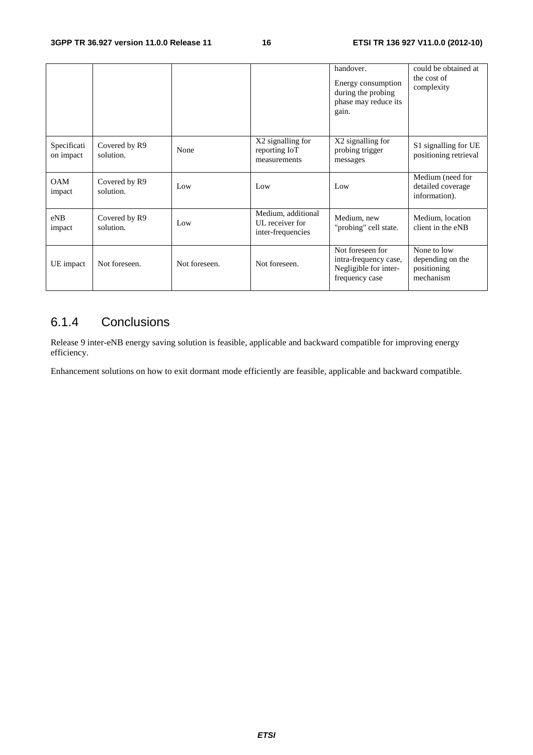| | | | | handover.<br>Energy consumption during the probing phase may reduce its gain. | could be obtained at the cost of complexity |
|---|---|---|---|---|---|
| Specification impact | Covered by R9 solution. | None | X2 signalling for reporting IoT measurements | X2 signalling for probing trigger messages | S1 signalling for UE positioning retrieval |
| OAM impact | Covered by R9 solution. | Low | Low | Low | Medium (need for detailed coverage information). |
| eNB impact | Covered by R9 solution. | Low | Medium, additional UL receiver for inter-frequencies | Medium, new "probing" cell state. | Medium, location client in the eNB |
| UE impact | Not foreseen. | Not foreseen. | Not foreseen. | Not foreseen for intra-frequency case, Negligible for inter-frequency case | None to low depending on the positioning mechanism |

### 6.1.4 Conclusions

Release 9 inter-eNB energy saving solution is feasible, applicable and backward compatible for improving energy efficiency.

Enhancement solutions on how to exit dormant mode efficiently are feasible, applicable and backward compatible.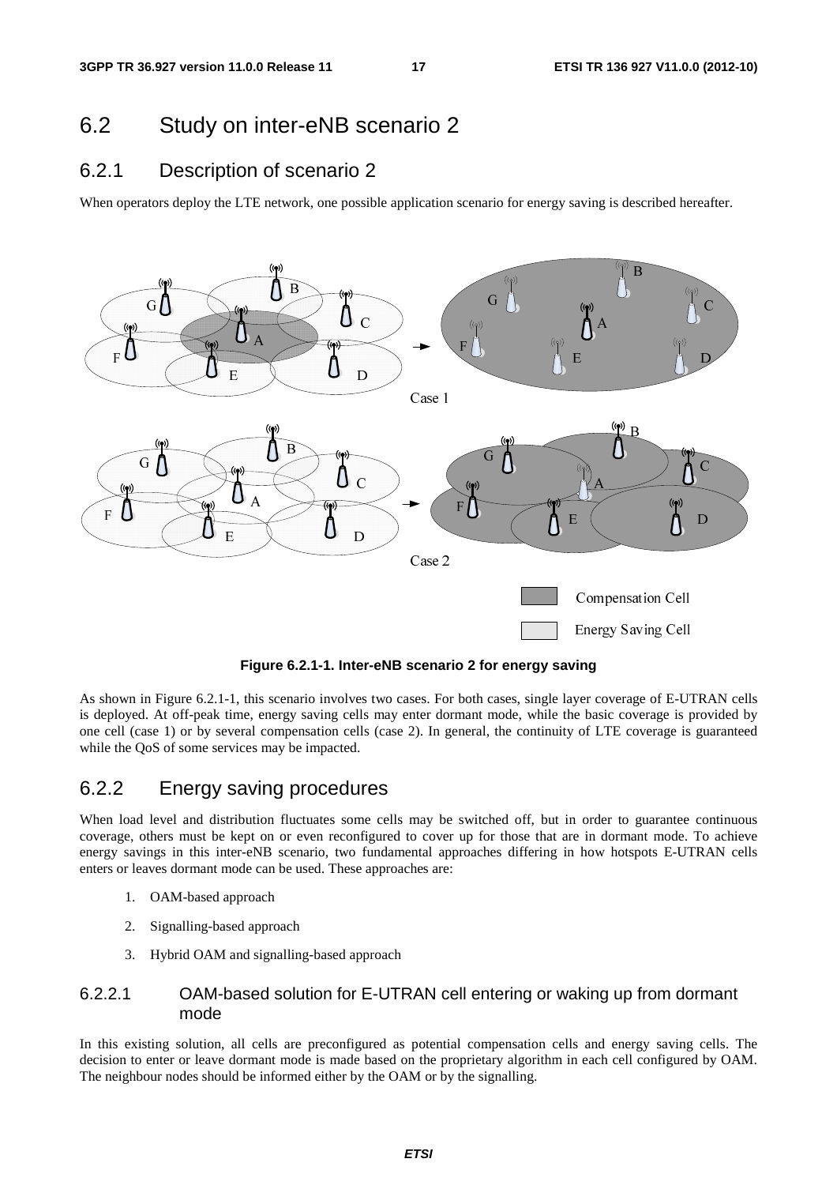## 6.2 Study on inter-eNB scenario 2

### 6.2.1 Description of scenario 2

When operators deploy the LTE network, one possible application scenario for energy saving is described hereafter.

**Figure 6.2.1-1. Inter-eNB scenario 2 for energy saving**

As shown in Figure 6.2.1-1, this scenario involves two cases. For both cases, single layer coverage of E-UTRAN cells is deployed. At off-peak time, energy saving cells may enter dormant mode, while the basic coverage is provided by one cell (case 1) or by several compensation cells (case 2). In general, the continuity of LTE coverage is guaranteed while the QoS of some services may be impacted.

### 6.2.2 Energy saving procedures

When load level and distribution fluctuates some cells may be switched off, but in order to guarantee continuous coverage, others must be kept on or even reconfigured to cover up for those that are in dormant mode. To achieve energy savings in this inter-eNB scenario, two fundamental approaches differing in how hotspots E-UTRAN cells enters or leaves dormant mode can be used. These approaches are:

1. OAM-based approach
2. Signalling-based approach
3. Hybrid OAM and signalling-based approach

#### 6.2.2.1 OAM-based solution for E-UTRAN cell entering or waking up from dormant mode

In this existing solution, all cells are preconfigured as potential compensation cells and energy saving cells. The decision to enter or leave dormant mode is made based on the proprietary algorithm in each cell configured by OAM. The neighbour nodes should be informed either by the OAM or by the signalling.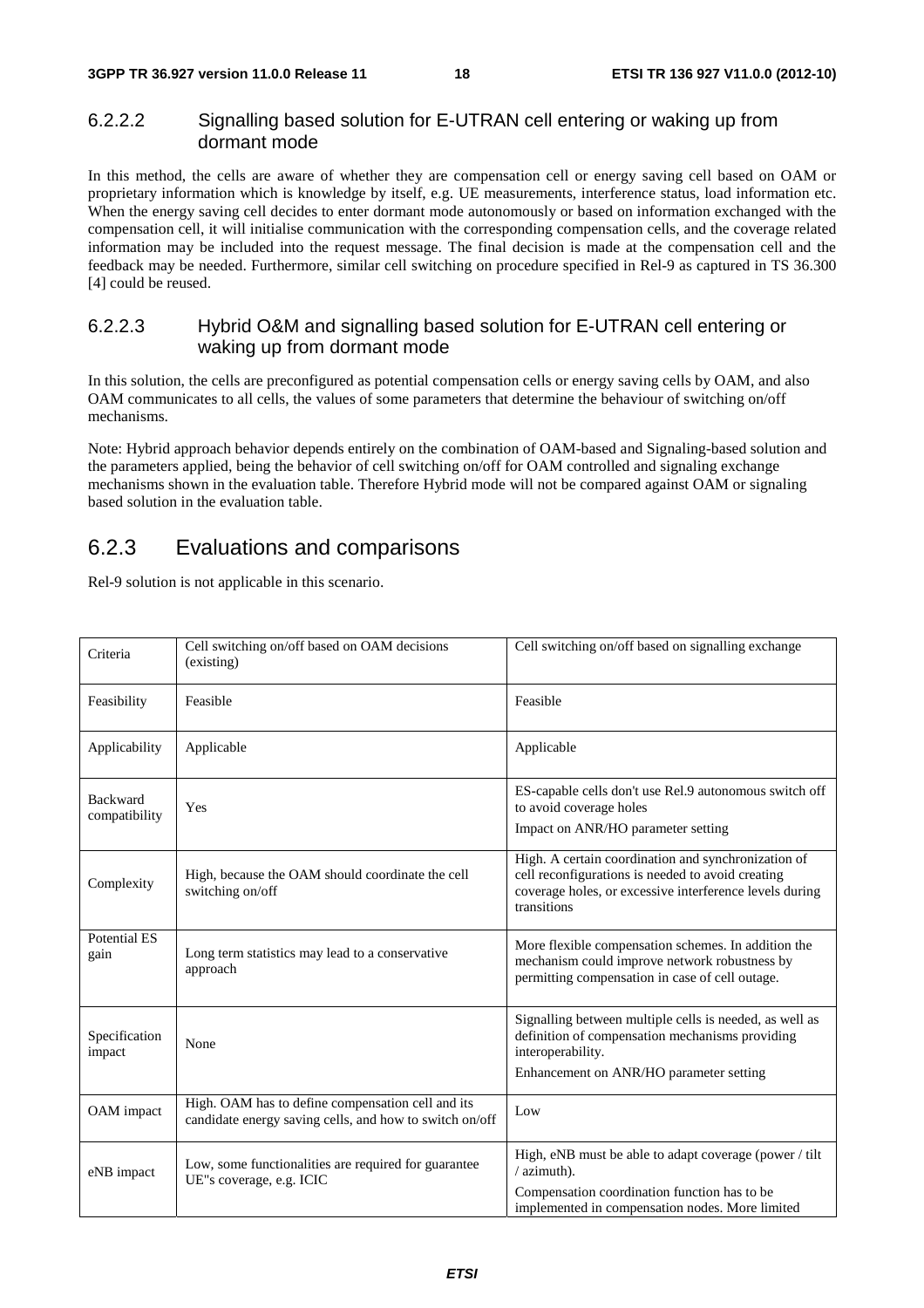#### 6.2.2.2 Signalling based solution for E-UTRAN cell entering or waking up from dormant mode

In this method, the cells are aware of whether they are compensation cell or energy saving cell based on OAM or proprietary information which is knowledge by itself, e.g. UE measurements, interference status, load information etc. When the energy saving cell decides to enter dormant mode autonomously or based on information exchanged with the compensation cell, it will initialise communication with the corresponding compensation cells, and the coverage related information may be included into the request message. The final decision is made at the compensation cell and the feedback may be needed. Furthermore, similar cell switching on procedure specified in Rel-9 as captured in TS 36.300 [4] could be reused.

#### 6.2.2.3 Hybrid O&M and signalling based solution for E-UTRAN cell entering or waking up from dormant mode

In this solution, the cells are preconfigured as potential compensation cells or energy saving cells by OAM, and also OAM communicates to all cells, the values of some parameters that determine the behaviour of switching on/off mechanisms.

Note: Hybrid approach behavior depends entirely on the combination of OAM-based and Signaling-based solution and the parameters applied, being the behavior of cell switching on/off for OAM controlled and signaling exchange mechanisms shown in the evaluation table. Therefore Hybrid mode will not be compared against OAM or signaling based solution in the evaluation table.

### 6.2.3 Evaluations and comparisons

Rel-9 solution is not applicable in this scenario.

| Criteria | Cell switching on/off based on OAM decisions (existing) | Cell switching on/off based on signalling exchange |
|---|---|---|
| Feasibility | Feasible | Feasible |
| Applicability | Applicable | Applicable |
| Backward compatibility | Yes | ES-capable cells don't use Rel.9 autonomous switch off to avoid coverage holes<br>Impact on ANR/HO parameter setting |
| Complexity | High, because the OAM should coordinate the cell switching on/off | High. A certain coordination and synchronization of cell reconfigurations is needed to avoid creating coverage holes, or excessive interference levels during transitions |
| Potential ES gain | Long term statistics may lead to a conservative approach | More flexible compensation schemes. In addition the mechanism could improve network robustness by permitting compensation in case of cell outage. |
| Specification impact | None | Signalling between multiple cells is needed, as well as definition of compensation mechanisms providing interoperability.<br>Enhancement on ANR/HO parameter setting |
| OAM impact | High. OAM has to define compensation cell and its candidate energy saving cells, and how to switch on/off | Low |
| eNB impact | Low, some functionalities are required for guarantee UE"s coverage, e.g. ICIC | High, eNB must be able to adapt coverage (power / tilt / azimuth).<br>Compensation coordination function has to be implemented in compensation nodes. More limited |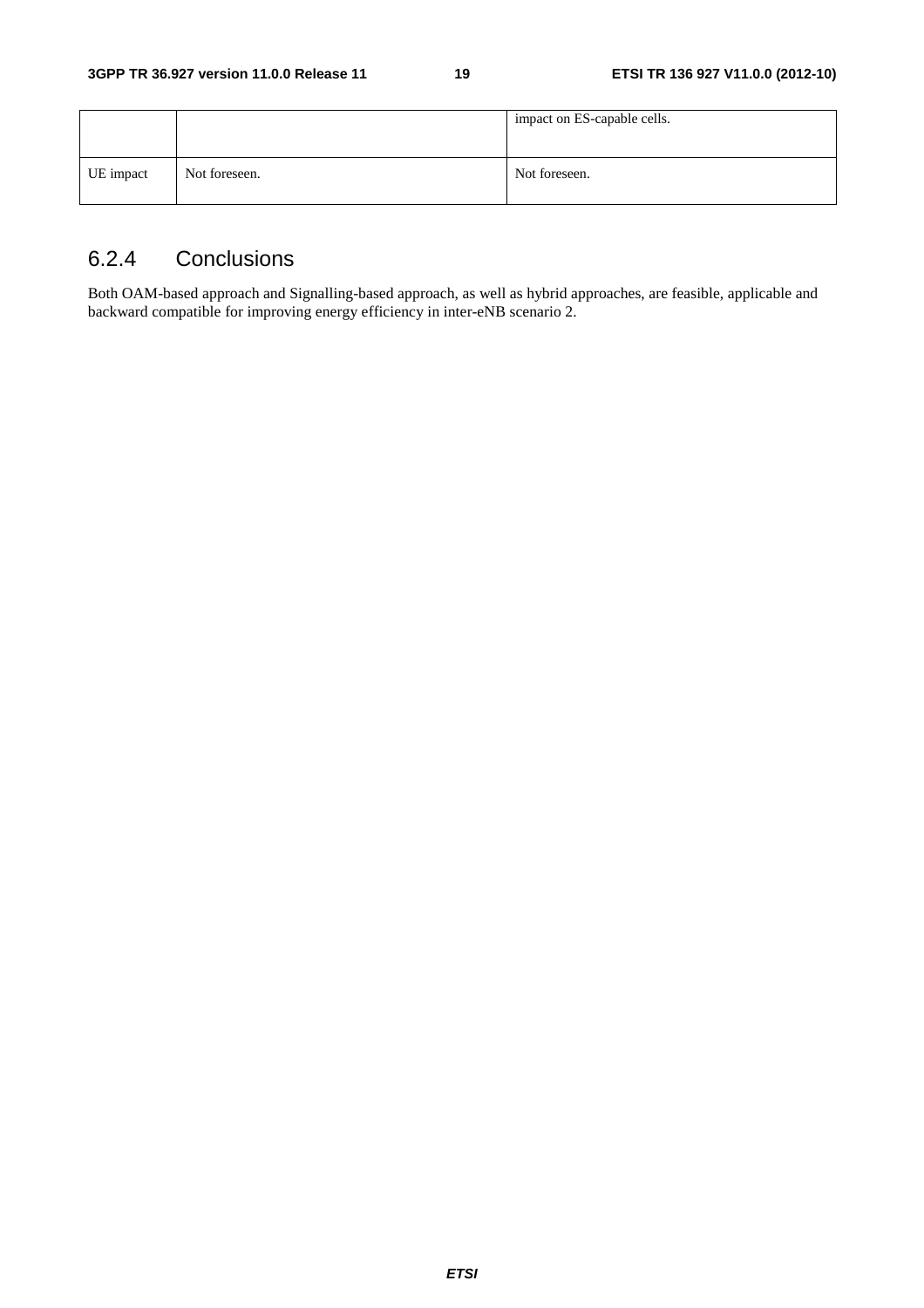| | | |
|---|---|---|
| | | impact on ES-capable cells. |
| UE impact | Not foreseen. | Not foreseen. |

### 6.2.4 Conclusions

Both OAM-based approach and Signalling-based approach, as well as hybrid approaches, are feasible, applicable and backward compatible for improving energy efficiency in inter-eNB scenario 2.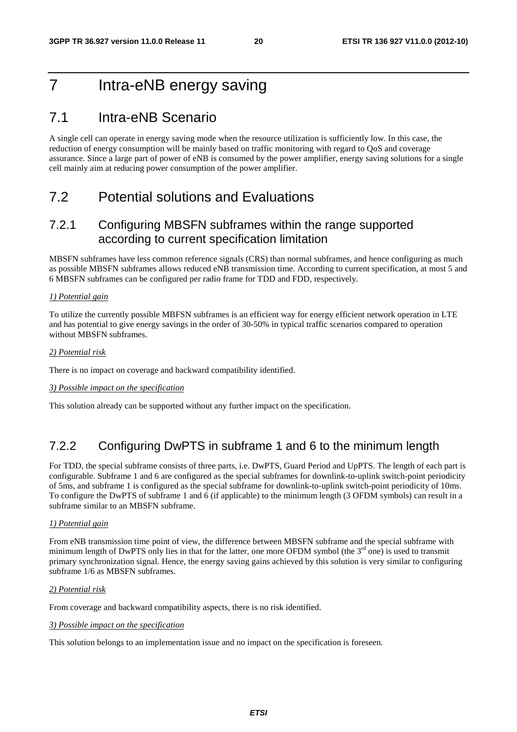# 7 Intra-eNB energy saving

## 7.1 Intra-eNB Scenario

A single cell can operate in energy saving mode when the resource utilization is sufficiently low. In this case, the reduction of energy consumption will be mainly based on traffic monitoring with regard to QoS and coverage assurance. Since a large part of power of eNB is consumed by the power amplifier, energy saving solutions for a single cell mainly aim at reducing power consumption of the power amplifier.

## 7.2 Potential solutions and Evaluations

### 7.2.1 Configuring MBSFN subframes within the range supported according to current specification limitation

MBSFN subframes have less common reference signals (CRS) than normal subframes, and hence configuring as much as possible MBSFN subframes allows reduced eNB transmission time. According to current specification, at most 5 and 6 MBSFN subframes can be configured per radio frame for TDD and FDD, respectively.

*1) Potential gain*

To utilize the currently possible MBFSN subframes is an efficient way for energy efficient network operation in LTE and has potential to give energy savings in the order of 30-50% in typical traffic scenarios compared to operation without MBSFN subframes.

*2) Potential risk*

There is no impact on coverage and backward compatibility identified.

*3) Possible impact on the specification*

This solution already can be supported without any further impact on the specification.

### 7.2.2 Configuring DwPTS in subframe 1 and 6 to the minimum length

For TDD, the special subframe consists of three parts, i.e. DwPTS, Guard Period and UpPTS. The length of each part is configurable. Subframe 1 and 6 are configured as the special subframes for downlink-to-uplink switch-point periodicity of 5ms, and subframe 1 is configured as the special subframe for downlink-to-uplink switch-point periodicity of 10ms. To configure the DwPTS of subframe 1 and 6 (if applicable) to the minimum length (3 OFDM symbols) can result in a subframe similar to an MBSFN subframe.

*1) Potential gain*

From eNB transmission time point of view, the difference between MBSFN subframe and the special subframe with minimum length of DwPTS only lies in that for the latter, one more OFDM symbol (the 3rd one) is used to transmit primary synchronization signal. Hence, the energy saving gains achieved by this solution is very similar to configuring subframe 1/6 as MBSFN subframes.

*2) Potential risk*

From coverage and backward compatibility aspects, there is no risk identified.

*3) Possible impact on the specification*

This solution belongs to an implementation issue and no impact on the specification is foreseen.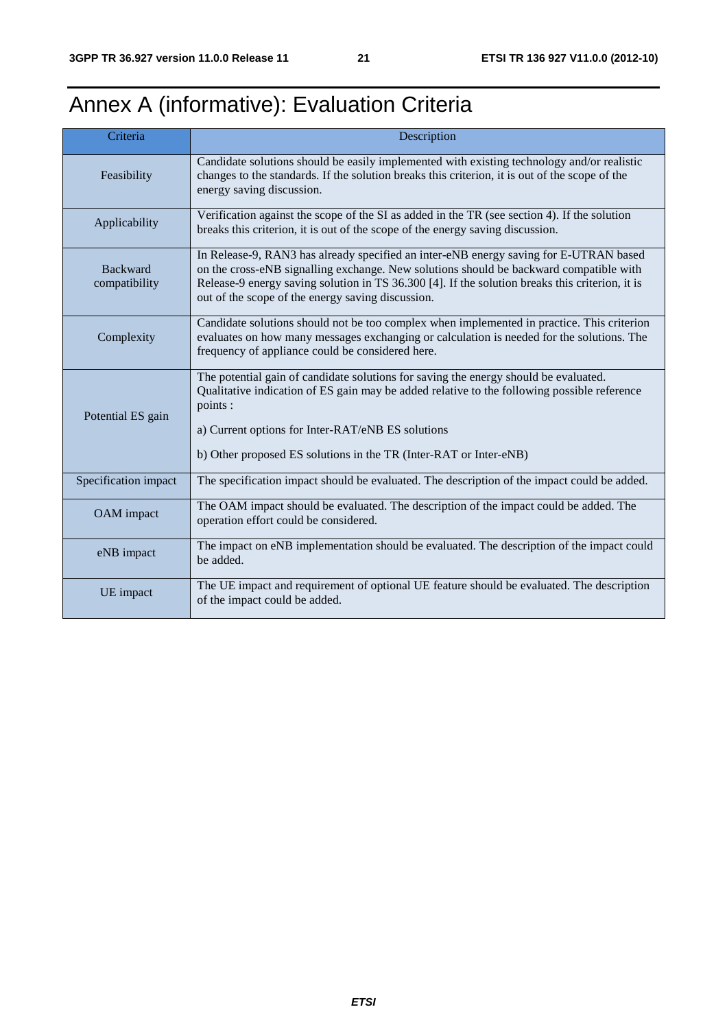# Annex A (informative): Evaluation Criteria

| Criteria | Description |
|---|---|
| Feasibility | Candidate solutions should be easily implemented with existing technology and/or realistic changes to the standards. If the solution breaks this criterion, it is out of the scope of the energy saving discussion. |
| Applicability | Verification against the scope of the SI as added in the TR (see section 4). If the solution breaks this criterion, it is out of the scope of the energy saving discussion. |
| Backward compatibility | In Release-9, RAN3 has already specified an inter-eNB energy saving for E-UTRAN based on the cross-eNB signalling exchange. New solutions should be backward compatible with Release-9 energy saving solution in TS 36.300 [4]. If the solution breaks this criterion, it is out of the scope of the energy saving discussion. |
| Complexity | Candidate solutions should not be too complex when implemented in practice. This criterion evaluates on how many messages exchanging or calculation is needed for the solutions. The frequency of appliance could be considered here. |
| Potential ES gain | The potential gain of candidate solutions for saving the energy should be evaluated. Qualitative indication of ES gain may be added relative to the following possible reference points :<br><br>a) Current options for Inter-RAT/eNB ES solutions<br><br>b) Other proposed ES solutions in the TR (Inter-RAT or Inter-eNB) |
| Specification impact | The specification impact should be evaluated. The description of the impact could be added. |
| OAM impact | The OAM impact should be evaluated. The description of the impact could be added. The operation effort could be considered. |
| eNB impact | The impact on eNB implementation should be evaluated. The description of the impact could be added. |
| UE impact | The UE impact and requirement of optional UE feature should be evaluated. The description of the impact could be added. |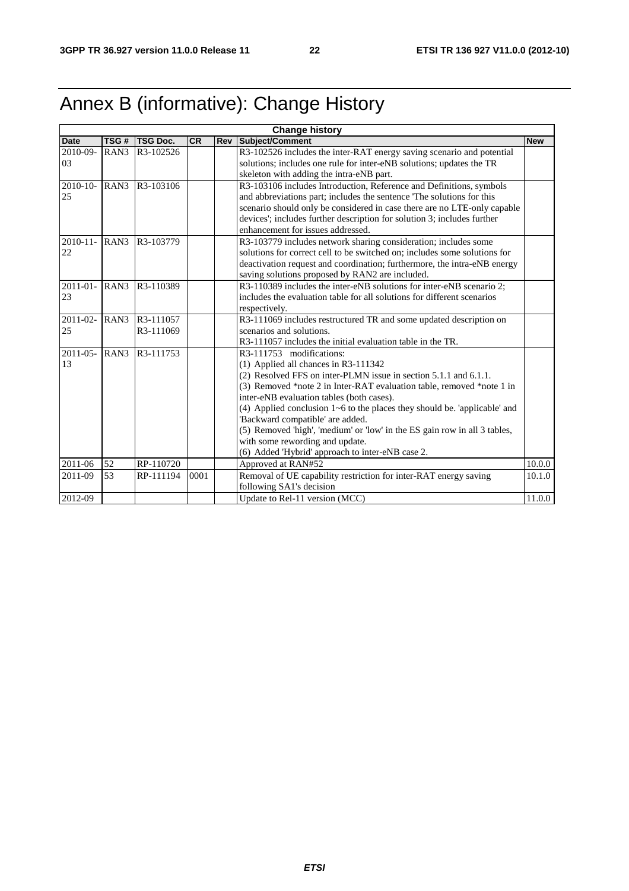# Annex B (informative): Change History

| Change history | | | | | | |
|---|---|---|---|---|---|---|
| **Date** | **TSG #** | **TSG Doc.** | **CR** | **Rev** | **Subject/Comment** | **New** |
| 2010-09-03 | RAN3 | R3-102526 | | | R3-102526 includes the inter-RAT energy saving scenario and potential solutions; includes one rule for inter-eNB solutions; updates the TR skeleton with adding the intra-eNB part. | |
| 2010-10-25 | RAN3 | R3-103106 | | | R3-103106 includes Introduction, Reference and Definitions, symbols and abbreviations part; includes the sentence 'The solutions for this scenario should only be considered in case there are no LTE-only capable devices'; includes further description for solution 3; includes further enhancement for issues addressed. | |
| 2010-11-22 | RAN3 | R3-103779 | | | R3-103779 includes network sharing consideration; includes some solutions for correct cell to be switched on; includes some solutions for deactivation request and coordination; furthermore, the intra-eNB energy saving solutions proposed by RAN2 are included. | |
| 2011-01-23 | RAN3 | R3-110389 | | | R3-110389 includes the inter-eNB solutions for inter-eNB scenario 2; includes the evaluation table for all solutions for different scenarios respectively. | |
| 2011-02-25 | RAN3 | R3-111057 R3-111069 | | | R3-111069 includes restructured TR and some updated description on scenarios and solutions. R3-111057 includes the initial evaluation table in the TR. | |
| 2011-05-13 | RAN3 | R3-111753 | | | R3-111753 modifications: (1) Applied all chances in R3-111342 (2) Resolved FFS on inter-PLMN issue in section 5.1.1 and 6.1.1. (3) Removed *note 2 in Inter-RAT evaluation table, removed *note 1 in inter-eNB evaluation tables (both cases). (4) Applied conclusion 1~6 to the places they should be. 'applicable' and 'Backward compatible' are added. (5) Removed 'high', 'medium' or 'low' in the ES gain row in all 3 tables, with some rewording and update. (6) Added 'Hybrid' approach to inter-eNB case 2. | |
| 2011-06 | 52 | RP-110720 | | | Approved at RAN#52 | 10.0.0 |
| 2011-09 | 53 | RP-111194 | 0001 | | Removal of UE capability restriction for inter-RAT energy saving following SA1's decision | 10.1.0 |
| 2012-09 | | | | | Update to Rel-11 version (MCC) | 11.0.0 |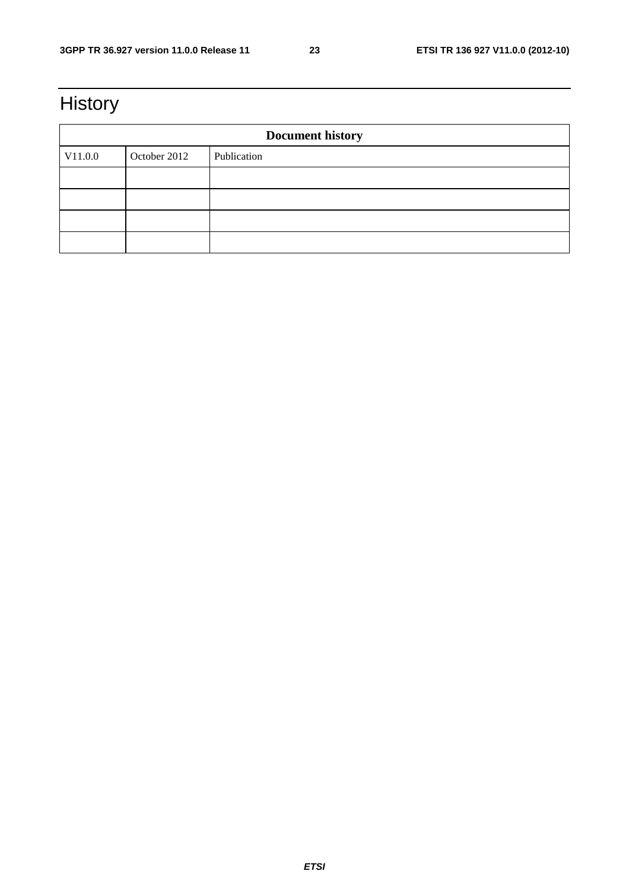# History

| Document history | | |
|---|---|---|
| V11.0.0 | October 2012 | Publication |
| | | |
| | | |
| | | |
| | | |